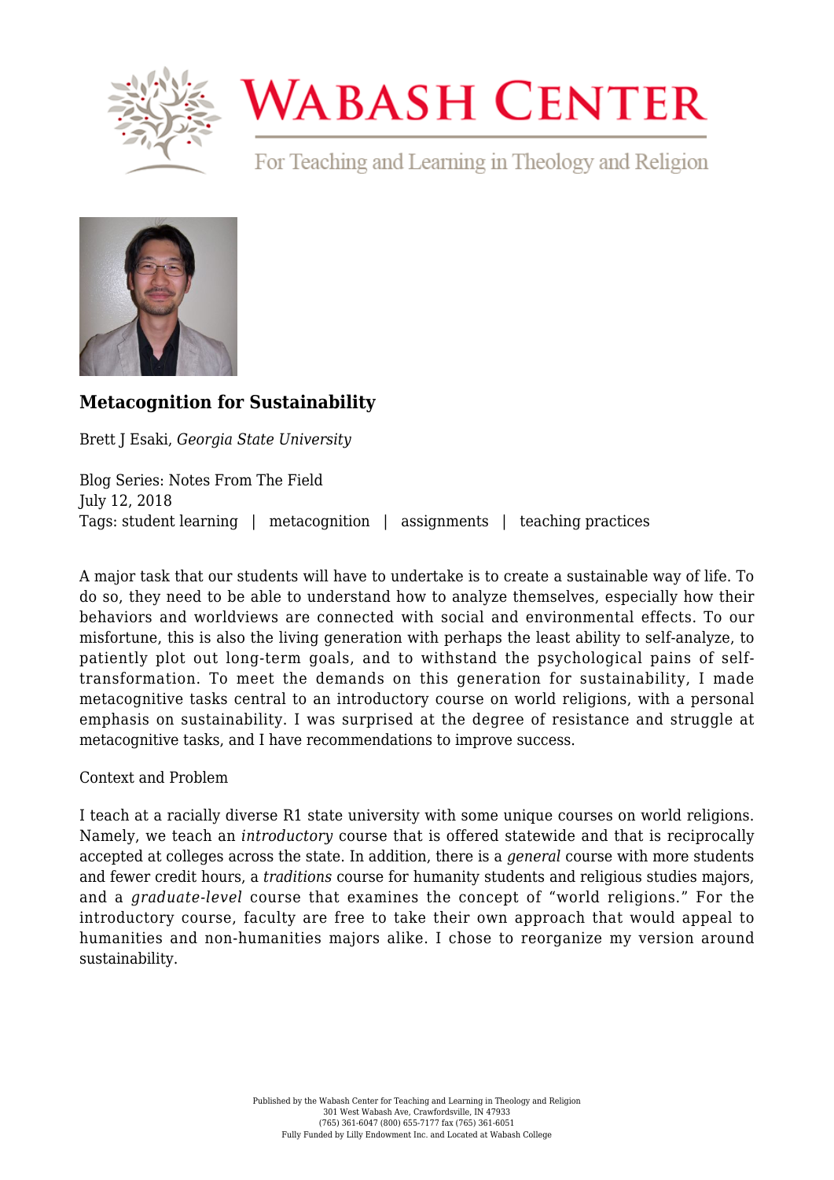# Wabash Center

For Teaching and Learning in Theology and Religion

## Metacognition for Sustainability

Brett J Esaki, *Georgia State University*

Blog Series: Notes From The Field
July 12, 2018
Tags: student learning | metacognition | assignments | teaching practices

A major task that our students will have to undertake is to create a sustainable way of life. To do so, they need to be able to understand how to analyze themselves, especially how their behaviors and worldviews are connected with social and environmental effects. To our misfortune, this is also the living generation with perhaps the least ability to self-analyze, to patiently plot out long-term goals, and to withstand the psychological pains of self-transformation. To meet the demands on this generation for sustainability, I made metacognitive tasks central to an introductory course on world religions, with a personal emphasis on sustainability. I was surprised at the degree of resistance and struggle at metacognitive tasks, and I have recommendations to improve success.

Context and Problem

I teach at a racially diverse R1 state university with some unique courses on world religions. Namely, we teach an *introductory* course that is offered statewide and that is reciprocally accepted at colleges across the state. In addition, there is a *general* course with more students and fewer credit hours, a *traditions* course for humanity students and religious studies majors, and a *graduate-level* course that examines the concept of "world religions." For the introductory course, faculty are free to take their own approach that would appeal to humanities and non-humanities majors alike. I chose to reorganize my version around sustainability.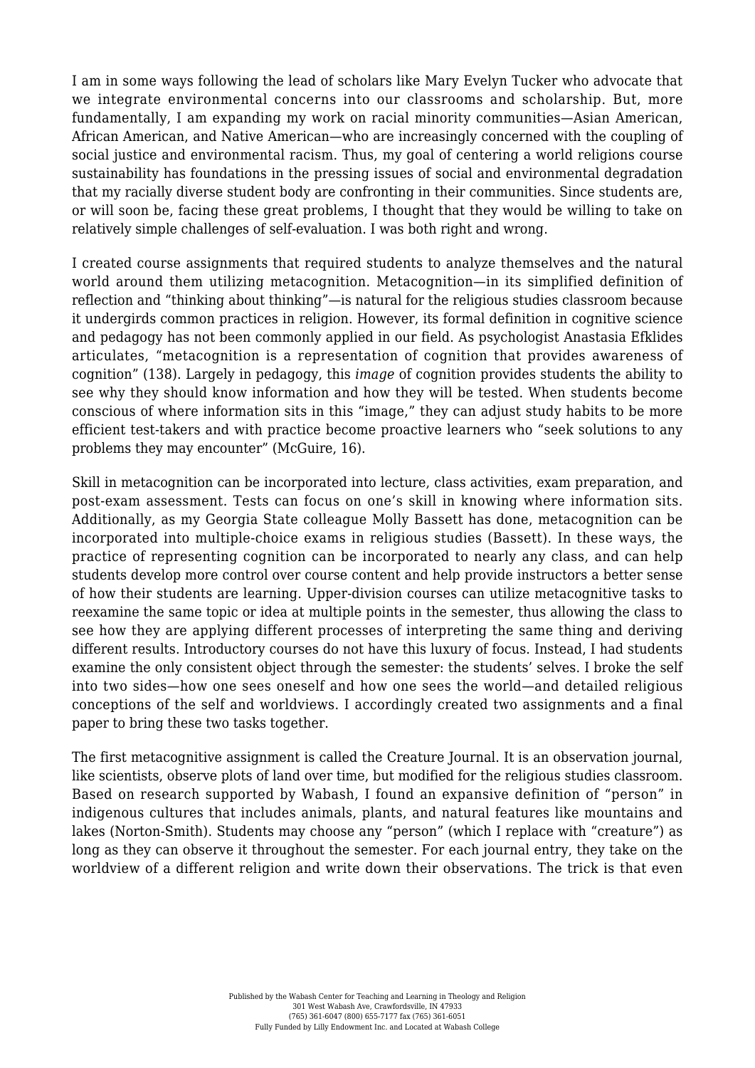I am in some ways following the lead of scholars like Mary Evelyn Tucker who advocate that we integrate environmental concerns into our classrooms and scholarship. But, more fundamentally, I am expanding my work on racial minority communities—Asian American, African American, and Native American—who are increasingly concerned with the coupling of social justice and environmental racism. Thus, my goal of centering a world religions course sustainability has foundations in the pressing issues of social and environmental degradation that my racially diverse student body are confronting in their communities. Since students are, or will soon be, facing these great problems, I thought that they would be willing to take on relatively simple challenges of self-evaluation. I was both right and wrong.

I created course assignments that required students to analyze themselves and the natural world around them utilizing metacognition. Metacognition—in its simplified definition of reflection and "thinking about thinking"—is natural for the religious studies classroom because it undergirds common practices in religion. However, its formal definition in cognitive science and pedagogy has not been commonly applied in our field. As psychologist Anastasia Efklides articulates, "metacognition is a representation of cognition that provides awareness of cognition" (138). Largely in pedagogy, this *image* of cognition provides students the ability to see why they should know information and how they will be tested. When students become conscious of where information sits in this "image," they can adjust study habits to be more efficient test-takers and with practice become proactive learners who "seek solutions to any problems they may encounter" (McGuire, 16).

Skill in metacognition can be incorporated into lecture, class activities, exam preparation, and post-exam assessment. Tests can focus on one's skill in knowing where information sits. Additionally, as my Georgia State colleague Molly Bassett has done, metacognition can be incorporated into multiple-choice exams in religious studies (Bassett). In these ways, the practice of representing cognition can be incorporated to nearly any class, and can help students develop more control over course content and help provide instructors a better sense of how their students are learning. Upper-division courses can utilize metacognitive tasks to reexamine the same topic or idea at multiple points in the semester, thus allowing the class to see how they are applying different processes of interpreting the same thing and deriving different results. Introductory courses do not have this luxury of focus. Instead, I had students examine the only consistent object through the semester: the students' selves. I broke the self into two sides—how one sees oneself and how one sees the world—and detailed religious conceptions of the self and worldviews. I accordingly created two assignments and a final paper to bring these two tasks together.

The first metacognitive assignment is called the Creature Journal. It is an observation journal, like scientists, observe plots of land over time, but modified for the religious studies classroom. Based on research supported by Wabash, I found an expansive definition of "person" in indigenous cultures that includes animals, plants, and natural features like mountains and lakes (Norton-Smith). Students may choose any "person" (which I replace with "creature") as long as they can observe it throughout the semester. For each journal entry, they take on the worldview of a different religion and write down their observations. The trick is that even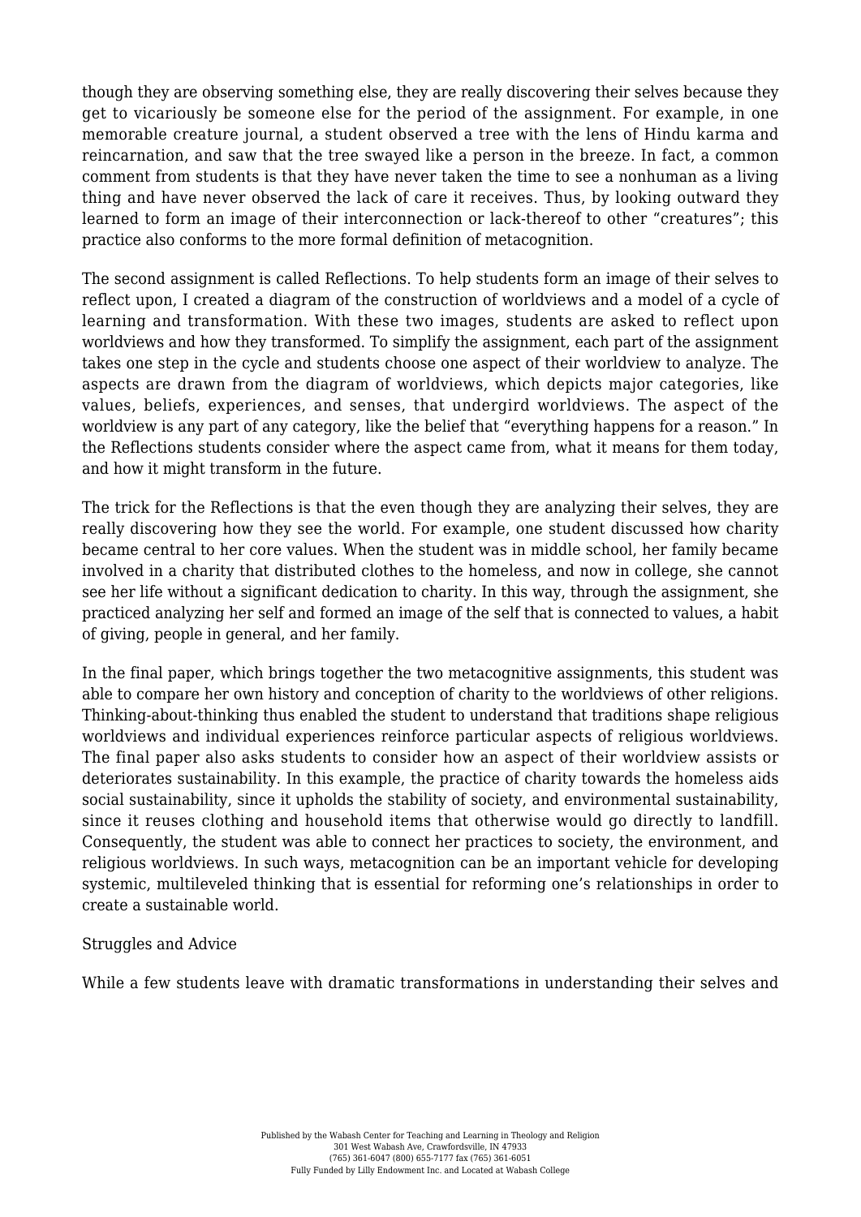though they are observing something else, they are really discovering their selves because they get to vicariously be someone else for the period of the assignment. For example, in one memorable creature journal, a student observed a tree with the lens of Hindu karma and reincarnation, and saw that the tree swayed like a person in the breeze. In fact, a common comment from students is that they have never taken the time to see a nonhuman as a living thing and have never observed the lack of care it receives. Thus, by looking outward they learned to form an image of their interconnection or lack-thereof to other "creatures"; this practice also conforms to the more formal definition of metacognition.

The second assignment is called Reflections. To help students form an image of their selves to reflect upon, I created a diagram of the construction of worldviews and a model of a cycle of learning and transformation. With these two images, students are asked to reflect upon worldviews and how they transformed. To simplify the assignment, each part of the assignment takes one step in the cycle and students choose one aspect of their worldview to analyze. The aspects are drawn from the diagram of worldviews, which depicts major categories, like values, beliefs, experiences, and senses, that undergird worldviews. The aspect of the worldview is any part of any category, like the belief that "everything happens for a reason." In the Reflections students consider where the aspect came from, what it means for them today, and how it might transform in the future.

The trick for the Reflections is that the even though they are analyzing their selves, they are really discovering how they see the world. For example, one student discussed how charity became central to her core values. When the student was in middle school, her family became involved in a charity that distributed clothes to the homeless, and now in college, she cannot see her life without a significant dedication to charity. In this way, through the assignment, she practiced analyzing her self and formed an image of the self that is connected to values, a habit of giving, people in general, and her family.

In the final paper, which brings together the two metacognitive assignments, this student was able to compare her own history and conception of charity to the worldviews of other religions. Thinking-about-thinking thus enabled the student to understand that traditions shape religious worldviews and individual experiences reinforce particular aspects of religious worldviews. The final paper also asks students to consider how an aspect of their worldview assists or deteriorates sustainability. In this example, the practice of charity towards the homeless aids social sustainability, since it upholds the stability of society, and environmental sustainability, since it reuses clothing and household items that otherwise would go directly to landfill. Consequently, the student was able to connect her practices to society, the environment, and religious worldviews. In such ways, metacognition can be an important vehicle for developing systemic, multileveled thinking that is essential for reforming one's relationships in order to create a sustainable world.

## Struggles and Advice

While a few students leave with dramatic transformations in understanding their selves and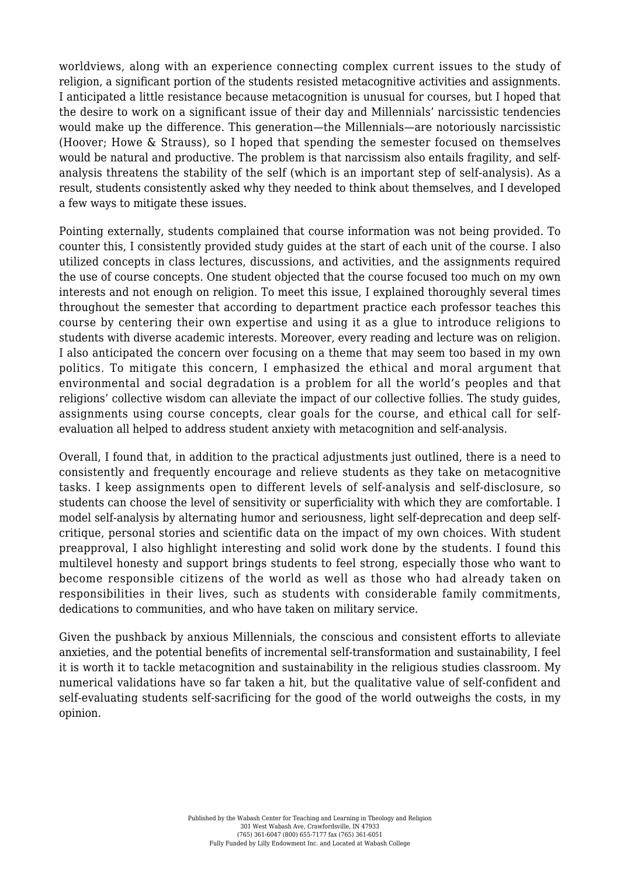worldviews, along with an experience connecting complex current issues to the study of religion, a significant portion of the students resisted metacognitive activities and assignments. I anticipated a little resistance because metacognition is unusual for courses, but I hoped that the desire to work on a significant issue of their day and Millennials' narcissistic tendencies would make up the difference. This generation—the Millennials—are notoriously narcissistic (Hoover; Howe & Strauss), so I hoped that spending the semester focused on themselves would be natural and productive. The problem is that narcissism also entails fragility, and self-analysis threatens the stability of the self (which is an important step of self-analysis). As a result, students consistently asked why they needed to think about themselves, and I developed a few ways to mitigate these issues.

Pointing externally, students complained that course information was not being provided. To counter this, I consistently provided study guides at the start of each unit of the course. I also utilized concepts in class lectures, discussions, and activities, and the assignments required the use of course concepts. One student objected that the course focused too much on my own interests and not enough on religion. To meet this issue, I explained thoroughly several times throughout the semester that according to department practice each professor teaches this course by centering their own expertise and using it as a glue to introduce religions to students with diverse academic interests. Moreover, every reading and lecture was on religion. I also anticipated the concern over focusing on a theme that may seem too based in my own politics. To mitigate this concern, I emphasized the ethical and moral argument that environmental and social degradation is a problem for all the world's peoples and that religions' collective wisdom can alleviate the impact of our collective follies. The study guides, assignments using course concepts, clear goals for the course, and ethical call for self-evaluation all helped to address student anxiety with metacognition and self-analysis.

Overall, I found that, in addition to the practical adjustments just outlined, there is a need to consistently and frequently encourage and relieve students as they take on metacognitive tasks. I keep assignments open to different levels of self-analysis and self-disclosure, so students can choose the level of sensitivity or superficiality with which they are comfortable. I model self-analysis by alternating humor and seriousness, light self-deprecation and deep self-critique, personal stories and scientific data on the impact of my own choices. With student preapproval, I also highlight interesting and solid work done by the students. I found this multilevel honesty and support brings students to feel strong, especially those who want to become responsible citizens of the world as well as those who had already taken on responsibilities in their lives, such as students with considerable family commitments, dedications to communities, and who have taken on military service.

Given the pushback by anxious Millennials, the conscious and consistent efforts to alleviate anxieties, and the potential benefits of incremental self-transformation and sustainability, I feel it is worth it to tackle metacognition and sustainability in the religious studies classroom. My numerical validations have so far taken a hit, but the qualitative value of self-confident and self-evaluating students self-sacrificing for the good of the world outweighs the costs, in my opinion.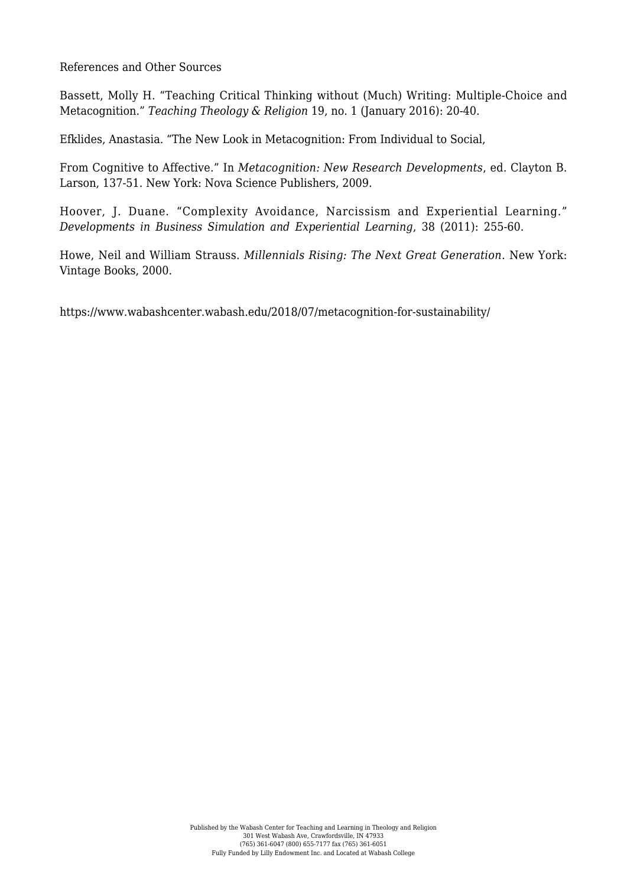References and Other Sources

Bassett, Molly H. “Teaching Critical Thinking without (Much) Writing: Multiple-Choice and Metacognition.” *Teaching Theology & Religion* 19, no. 1 (January 2016): 20-40.

Efklides, Anastasia. “The New Look in Metacognition: From Individual to Social,

From Cognitive to Affective.” In *Metacognition: New Research Developments*, ed. Clayton B. Larson, 137-51. New York: Nova Science Publishers, 2009.

Hoover, J. Duane. “Complexity Avoidance, Narcissism and Experiential Learning.” *Developments in Business Simulation and Experiential Learning*, 38 (2011): 255-60.

Howe, Neil and William Strauss. *Millennials Rising: The Next Great Generation*. New York: Vintage Books, 2000.

https://www.wabashcenter.wabash.edu/2018/07/metacognition-for-sustainability/